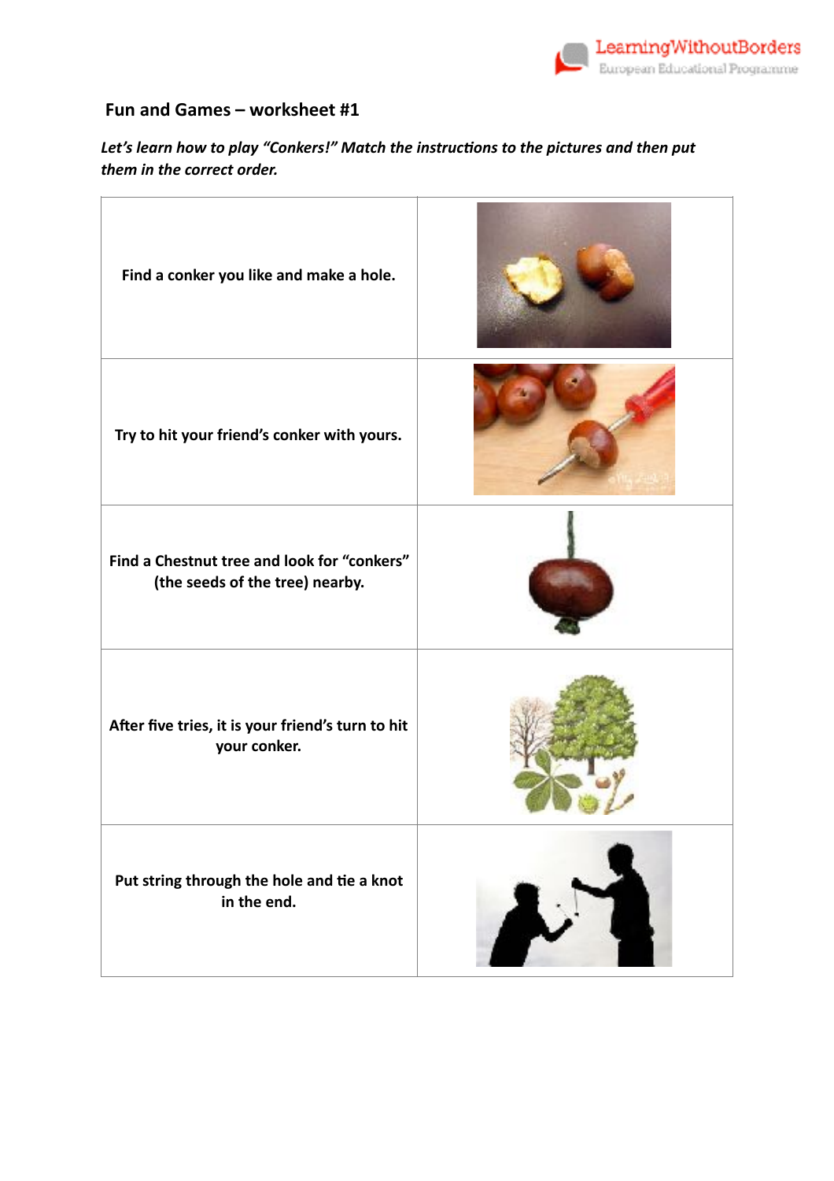## Fun and Games – worksheet #1

***Let's learn how to play "Conkers!" Match the instructions to the pictures and then put them in the correct order.***

| | |
|---|---|
| **Find a conker you like and make a hole.** | |
| **Try to hit your friend's conker with yours.** | |
| **Find a Chestnut tree and look for "conkers" (the seeds of the tree) nearby.** | |
| **After five tries, it is your friend's turn to hit your conker.** | |
| **Put string through the hole and tie a knot in the end.** | |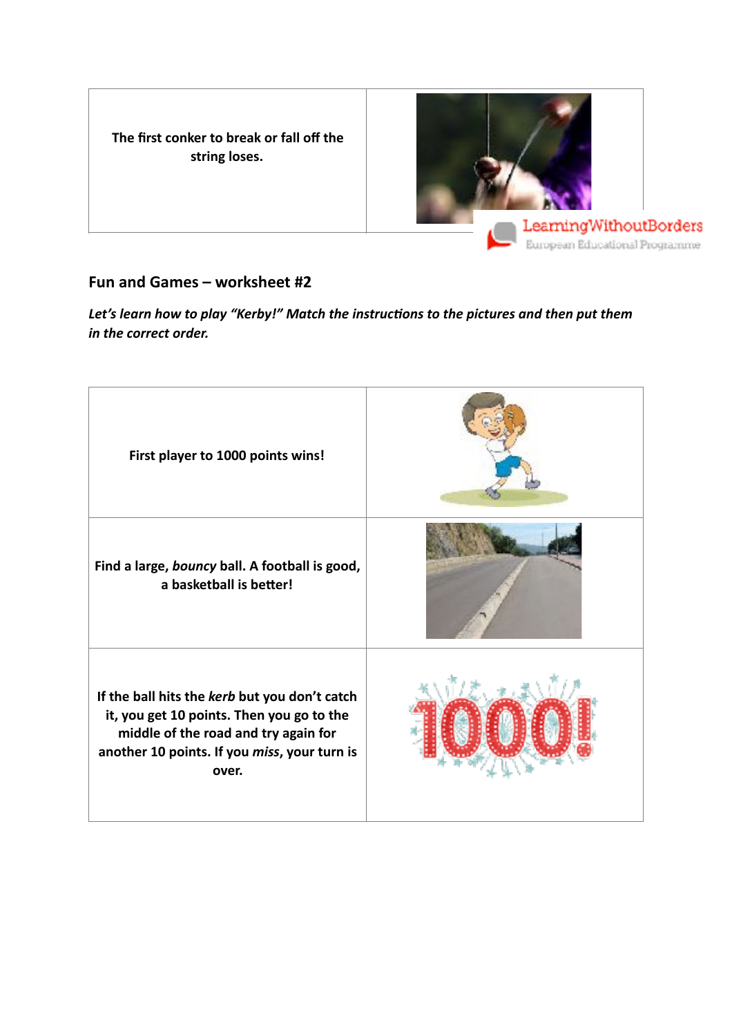| The first conker to break or fall off the string loses. | |
|---|---|

## Fun and Games – worksheet #2

***Let's learn how to play "Kerby!" Match the instructions to the pictures and then put them in the correct order.***

| | |
|---|---|
| **First player to 1000 points wins!** | |
| **Find a large, *bouncy* ball. A football is good, a basketball is better!** | |
| **If the ball hits the *kerb* but you don't catch it, you get 10 points. Then you go to the middle of the road and try again for another 10 points. If you *miss*, your turn is over.** | |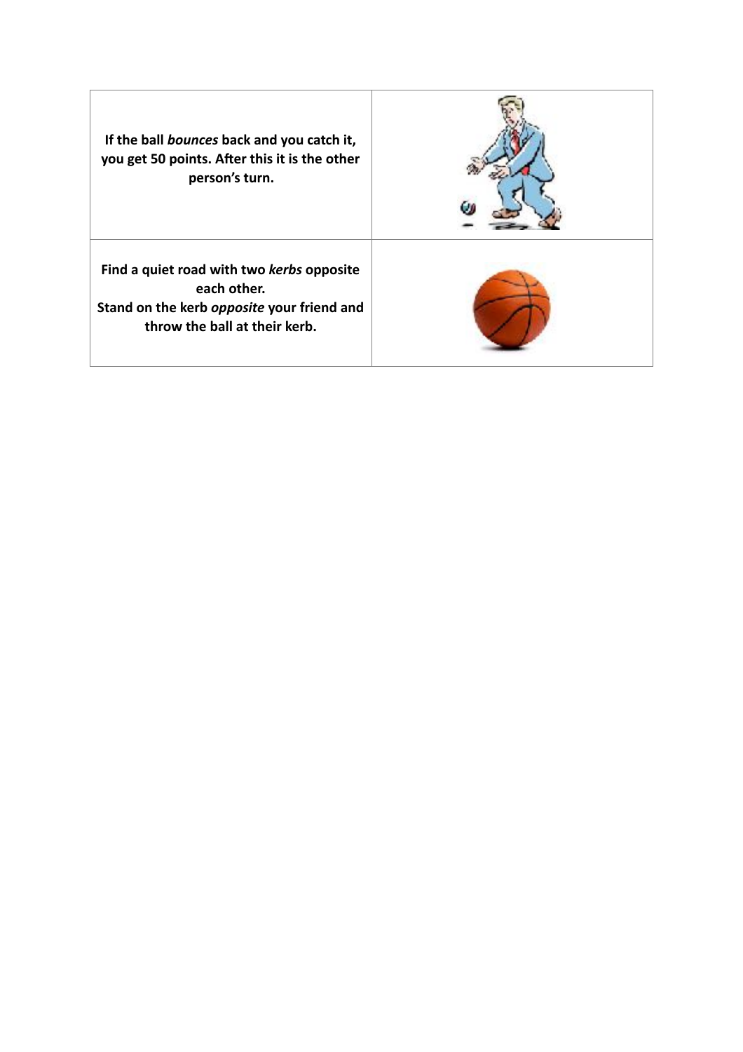| | |
|---|---|
| **If the ball *bounces* back and you catch it, you get 50 points. After this it is the other person's turn.** | |
| **Find a quiet road with two *kerbs* opposite each other.**<br>**Stand on the kerb *opposite* your friend and throw the ball at their kerb.** | |